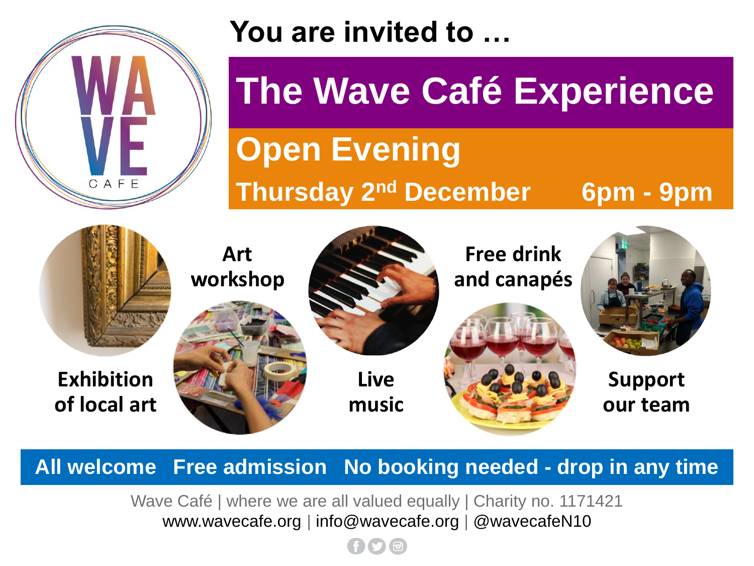You are invited to …

# The Wave Café Experience

## Open Evening

**Thursday 2nd December 6pm - 9pm**

**Exhibition of local art**

**Art workshop**

**Live music**

**Free drink and canapés**

**Support our team**

**All welcome   Free admission   No booking needed - drop in any time**

Wave Café | where we are all valued equally | Charity no. 1171421

www.wavecafe.org | info@wavecafe.org | @wavecafeN10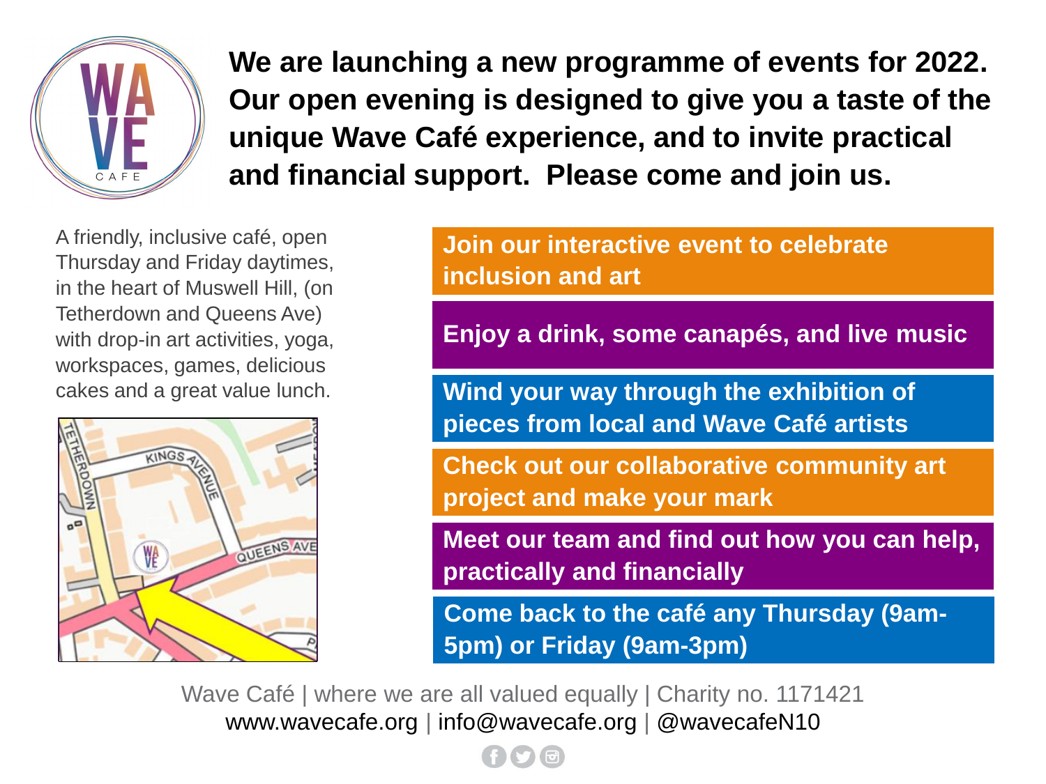**We are launching a new programme of events for 2022. Our open evening is designed to give you a taste of the unique Wave Café experience, and to invite practical and financial support. Please come and join us.**

A friendly, inclusive café, open Thursday and Friday daytimes, in the heart of Muswell Hill, (on Tetherdown and Queens Ave) with drop-in art activities, yoga, workspaces, games, delicious cakes and a great value lunch.

- **Join our interactive event to celebrate inclusion and art**
- **Enjoy a drink, some canapés, and live music**
- **Wind your way through the exhibition of pieces from local and Wave Café artists**
- **Check out our collaborative community art project and make your mark**
- **Meet our team and find out how you can help, practically and financially**
- **Come back to the café any Thursday (9am-5pm) or Friday (9am-3pm)**

Wave Café | where we are all valued equally | Charity no. 1171421

www.wavecafe.org | info@wavecafe.org | @wavecafeN10